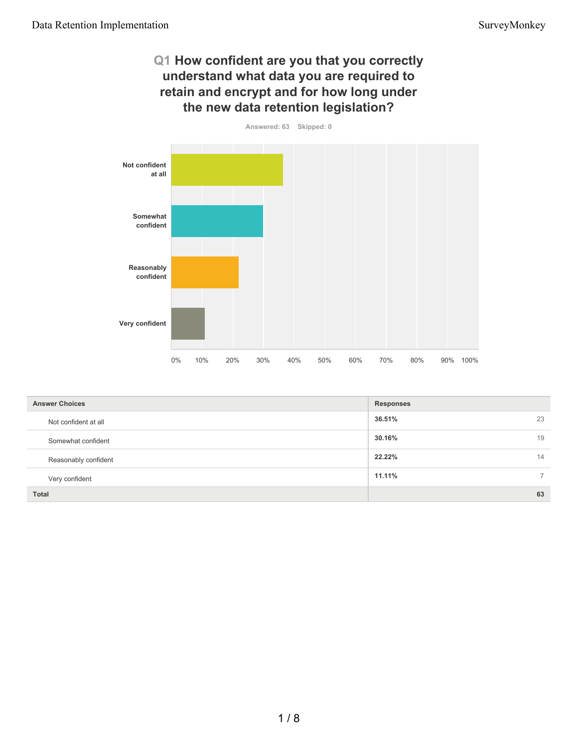## Q1 How confident are you that you correctly understand what data you are required to retain and encrypt and for how long under the new data retention legislation?

Answered: 63 Skipped: 0

| Answer Choices | Responses | |
|---|---|---|
| Not confident at all | 36.51% | 23 |
| Somewhat confident | 30.16% | 19 |
| Reasonably confident | 22.22% | 14 |
| Very confident | 11.11% | 7 |
| **Total** | | **63** |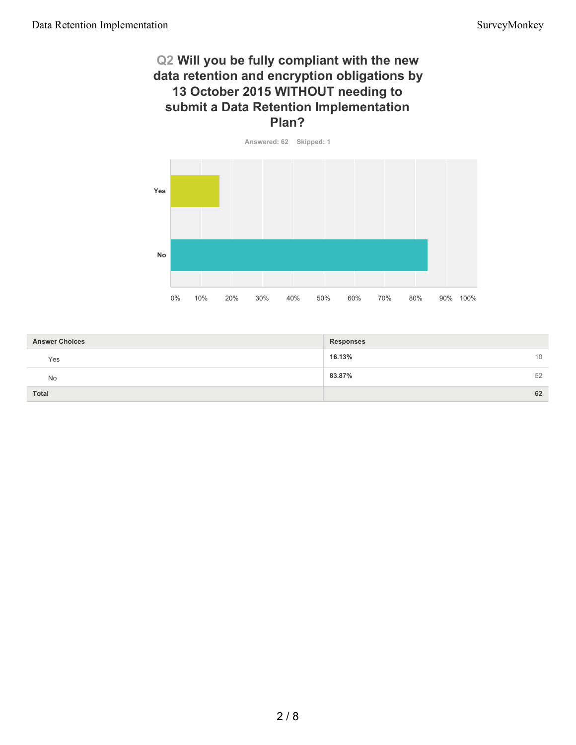## Q2 Will you be fully compliant with the new data retention and encryption obligations by 13 October 2015 WITHOUT needing to submit a Data Retention Implementation Plan?

Answered: 62 Skipped: 1

| Answer Choices | Responses | |
|---|---|---|
| Yes | 16.13% | 10 |
| No | 83.87% | 52 |
| **Total** | | **62** |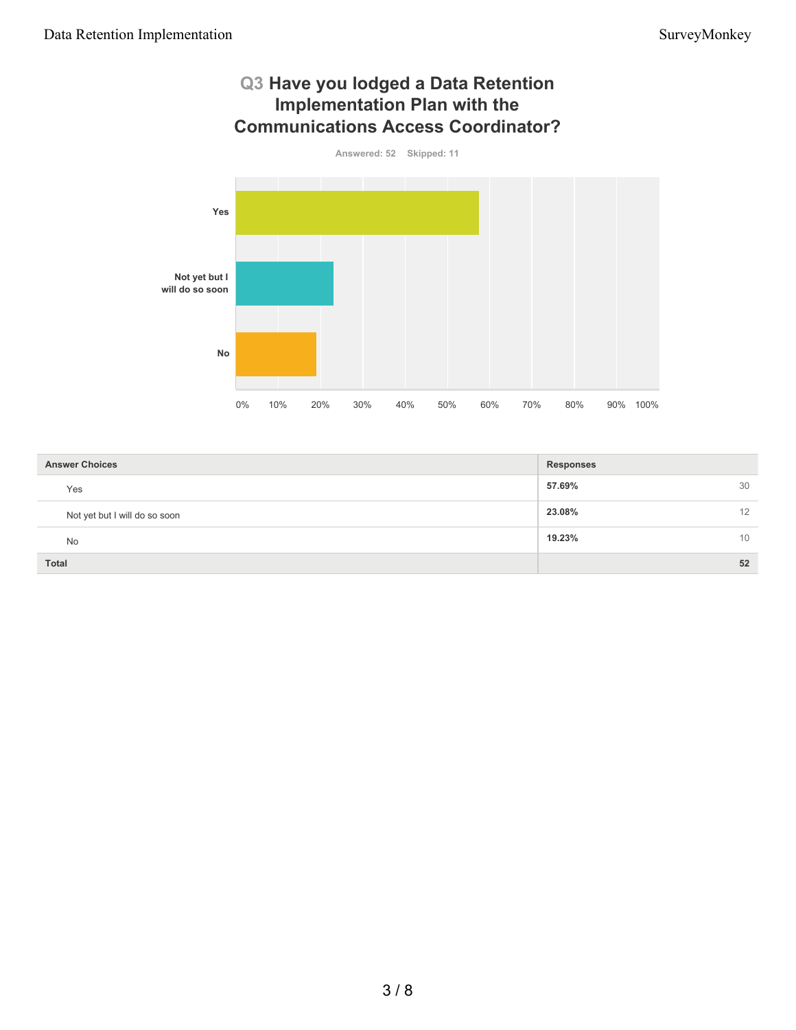## Q3 Have you lodged a Data Retention Implementation Plan with the Communications Access Coordinator?

Answered: 52 Skipped: 11

| Answer Choices | Responses | |
|---|---|---|
| Yes | **57.69%** | 30 |
| Not yet but I will do so soon | **23.08%** | 12 |
| No | **19.23%** | 10 |
| **Total** | | **52** |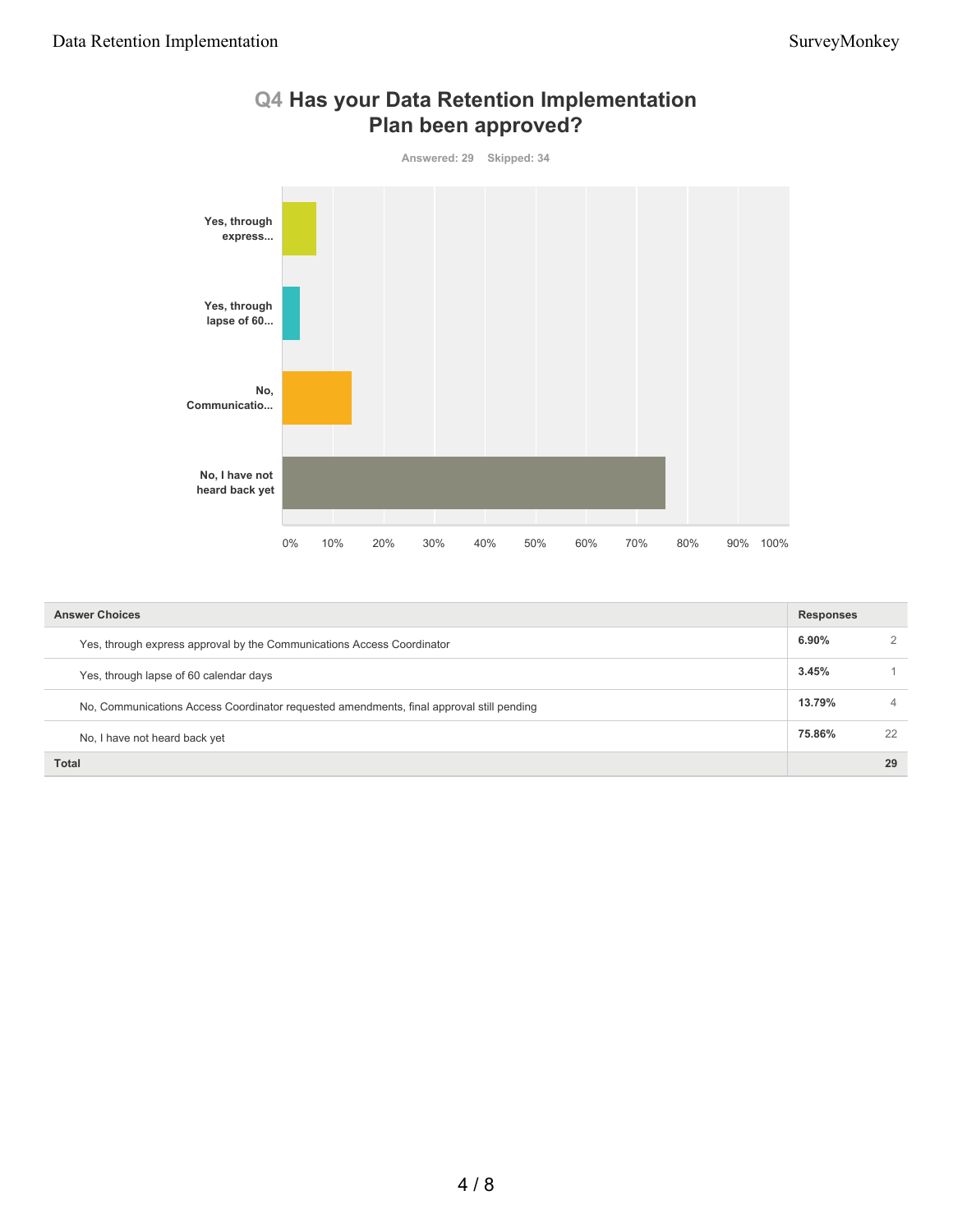## Q4 Has your Data Retention Implementation Plan been approved?

Answered: 29 Skipped: 34

| Answer Choices | Responses | |
|---|---|---|
| Yes, through express approval by the Communications Access Coordinator | 6.90% | 2 |
| Yes, through lapse of 60 calendar days | 3.45% | 1 |
| No, Communications Access Coordinator requested amendments, final approval still pending | 13.79% | 4 |
| No, I have not heard back yet | 75.86% | 22 |
| **Total** | | **29** |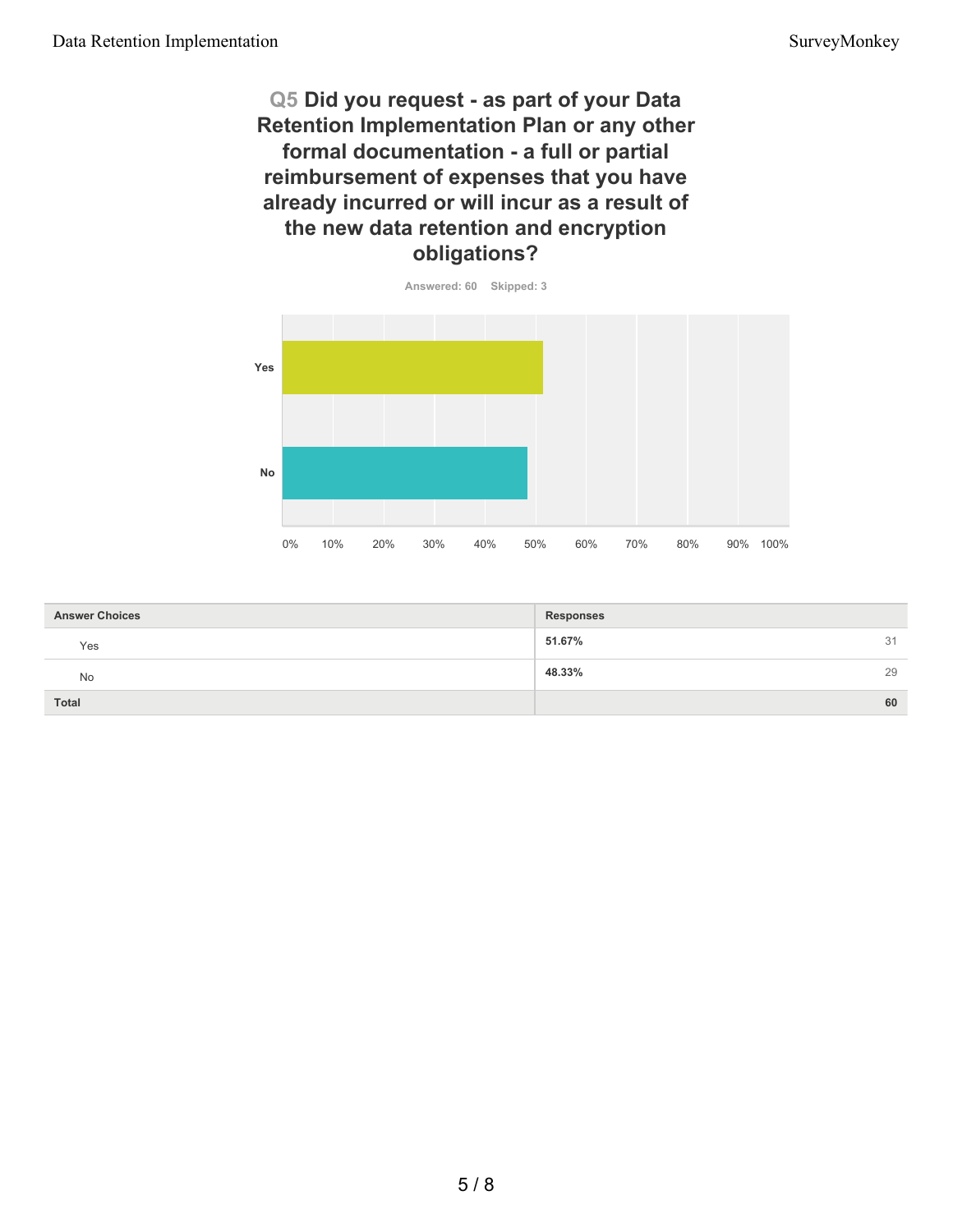## Q5 Did you request - as part of your Data Retention Implementation Plan or any other formal documentation - a full or partial reimbursement of expenses that you have already incurred or will incur as a result of the new data retention and encryption obligations?

Answered: 60 Skipped: 3

| Answer Choices | Responses | |
|---|---|---|
| Yes | 51.67% | 31 |
| No | 48.33% | 29 |
| **Total** | | **60** |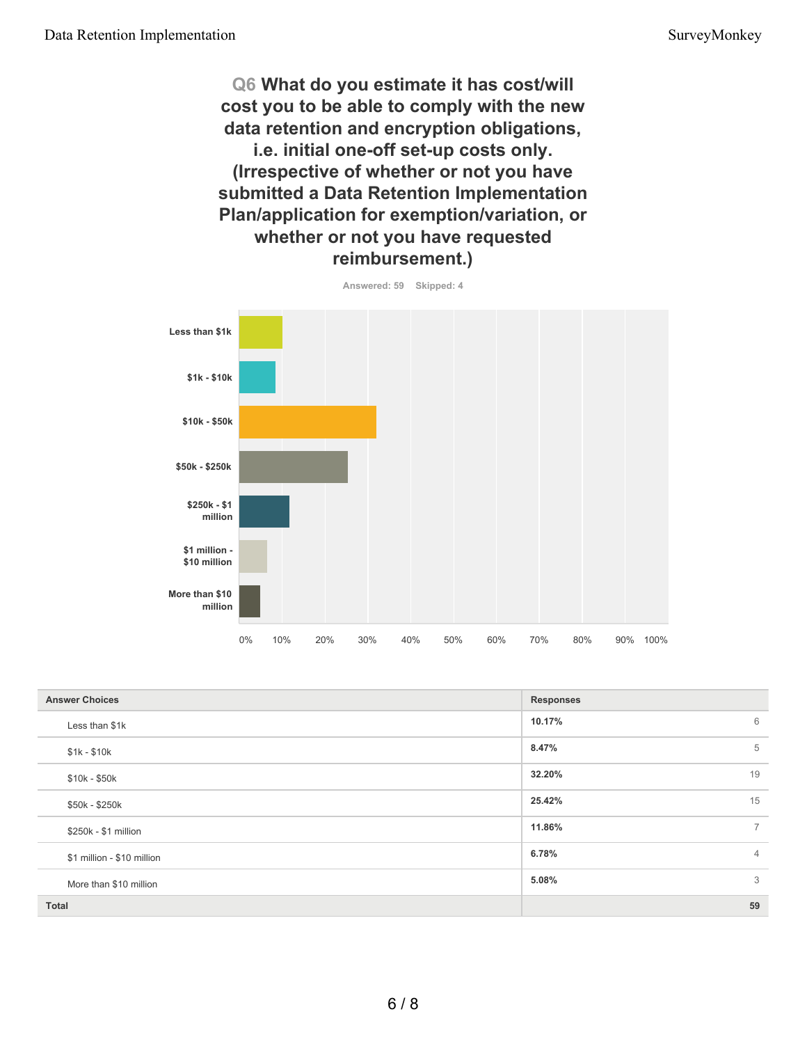## Q6 What do you estimate it has cost/will cost you to be able to comply with the new data retention and encryption obligations, i.e. initial one-off set-up costs only. (Irrespective of whether or not you have submitted a Data Retention Implementation Plan/application for exemption/variation, or whether or not you have requested reimbursement.)

Answered: 59 Skipped: 4

| Answer Choices | Responses | |
|---|---|---|
| Less than $1k | 10.17% | 6 |
| $1k - $10k | 8.47% | 5 |
| $10k - $50k | 32.20% | 19 |
| $50k - $250k | 25.42% | 15 |
| $250k - $1 million | 11.86% | 7 |
| $1 million - $10 million | 6.78% | 4 |
| More than $10 million | 5.08% | 3 |
| **Total** | | **59** |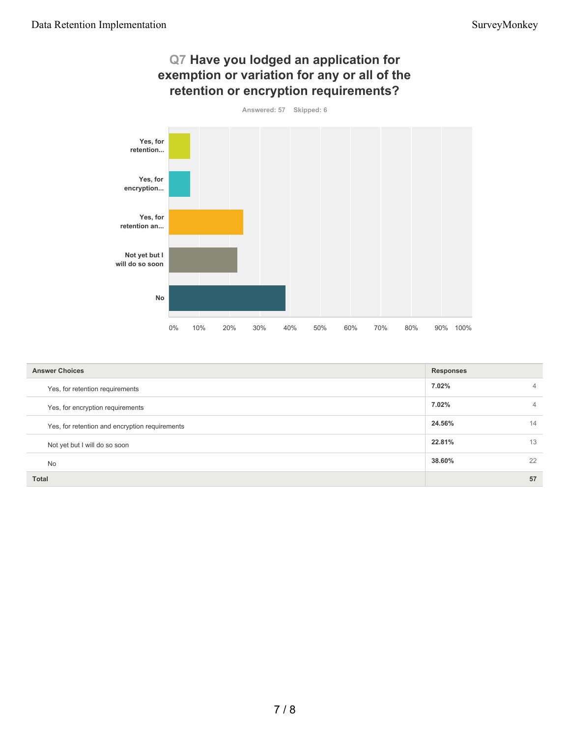## Q7 Have you lodged an application for exemption or variation for any or all of the retention or encryption requirements?

Answered: 57 Skipped: 6

| Answer Choices | Responses | |
|---|---|---|
| Yes, for retention requirements | 7.02% | 4 |
| Yes, for encryption requirements | 7.02% | 4 |
| Yes, for retention and encryption requirements | 24.56% | 14 |
| Not yet but I will do so soon | 22.81% | 13 |
| No | 38.60% | 22 |
| **Total** | | **57** |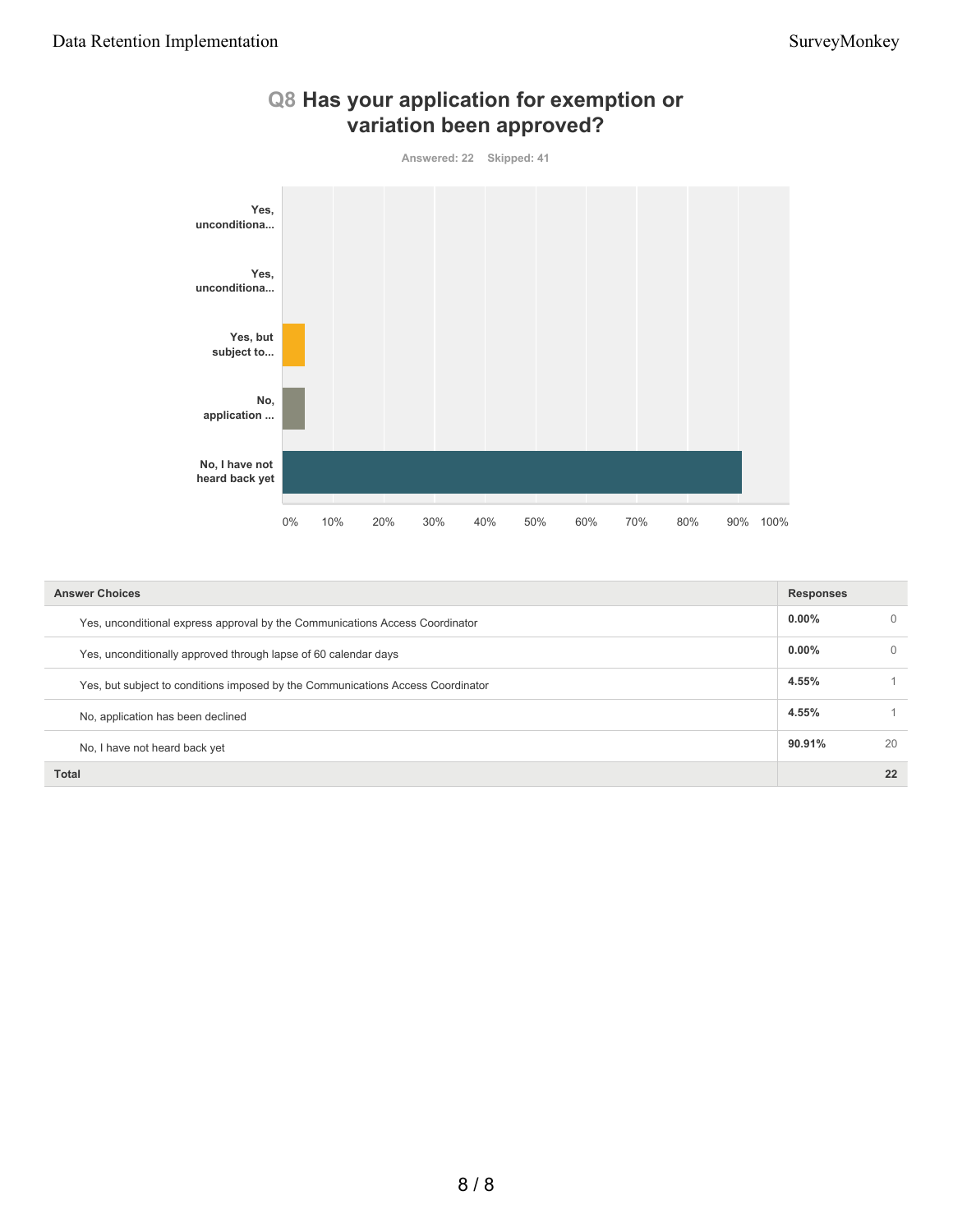## Q8 Has your application for exemption or variation been approved?

Answered: 22 Skipped: 41

Yes, unconditiona...

Yes, unconditiona...

Yes, but subject to...

No, application ...

No, I have not heard back yet

0% 10% 20% 30% 40% 50% 60% 70% 80% 90% 100%

| Answer Choices | Responses | |
|---|---|---|
| Yes, unconditional express approval by the Communications Access Coordinator | 0.00% | 0 |
| Yes, unconditionally approved through lapse of 60 calendar days | 0.00% | 0 |
| Yes, but subject to conditions imposed by the Communications Access Coordinator | 4.55% | 1 |
| No, application has been declined | 4.55% | 1 |
| No, I have not heard back yet | 90.91% | 20 |
| **Total** | | **22** |